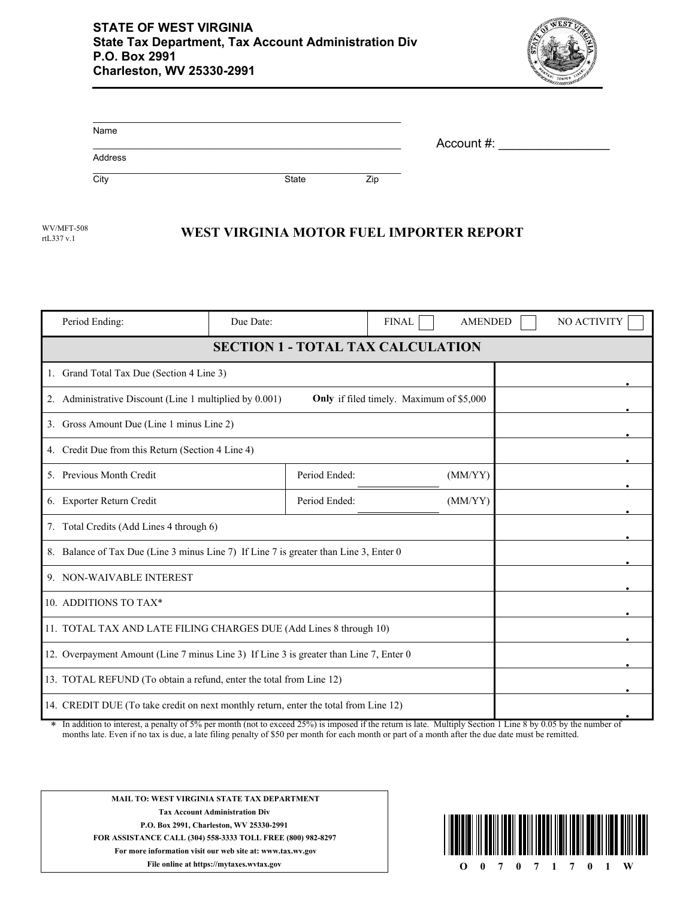**STATE OF WEST VIRGINIA**
**State Tax Department, Tax Account Administration Div**
**P.O. Box 2991**
**Charleston, WV 25330-2991**

Name ______________________________

Address ______________________________

City ______________ State ______ Zip ______

Account #: ________________

WV/MFT-508
rtL337 v.1

# WEST VIRGINIA MOTOR FUEL IMPORTER REPORT

| Period Ending: | Due Date: | FINAL ☐ AMENDED ☐ NO ACTIVITY ☐ |
|---|---|---|

## SECTION 1 - TOTAL TAX CALCULATION

| Line | | Amount |
|---|---|---|
| 1. Grand Total Tax Due (Section 4 Line 3) | | . |
| 2. Administrative Discount (Line 1 multiplied by 0.001) | **Only** if filed timely. Maximum of $5,000 | . |
| 3. Gross Amount Due (Line 1 minus Line 2) | | . |
| 4. Credit Due from this Return (Section 4 Line 4) | | . |
| 5. Previous Month Credit | Period Ended: __________ (MM/YY) | . |
| 6. Exporter Return Credit | Period Ended: __________ (MM/YY) | . |
| 7. Total Credits (Add Lines 4 through 6) | | . |
| 8. Balance of Tax Due (Line 3 minus Line 7) If Line 7 is greater than Line 3, Enter 0 | | . |
| 9. NON-WAIVABLE INTEREST | | . |
| 10. ADDITIONS TO TAX* | | . |
| 11. TOTAL TAX AND LATE FILING CHARGES DUE (Add Lines 8 through 10) | | . |
| 12. Overpayment Amount (Line 7 minus Line 3) If Line 3 is greater than Line 7, Enter 0 | | . |
| 13. TOTAL REFUND (To obtain a refund, enter the total from Line 12) | | . |
| 14. CREDIT DUE (To take credit on next monthly return, enter the total from Line 12) | | . |

\* In addition to interest, a penalty of 5% per month (not to exceed 25%) is imposed if the return is late. Multiply Section 1 Line 8 by 0.05 by the number of months late. Even if no tax is due, a late filing penalty of $50 per month for each month or part of a month after the due date must be remitted.

**MAIL TO: WEST VIRGINIA STATE TAX DEPARTMENT**
**Tax Account Administration Div**
**P.O. Box 2991, Charleston, WV 25330-2991**
**FOR ASSISTANCE CALL (304) 558-3333 TOLL FREE (800) 982-8297**
**For more information visit our web site at: www.tax.wv.gov**
**File online at https://mytaxes.wvtax.gov**

O 0 7 0 7 1 7 0 1 W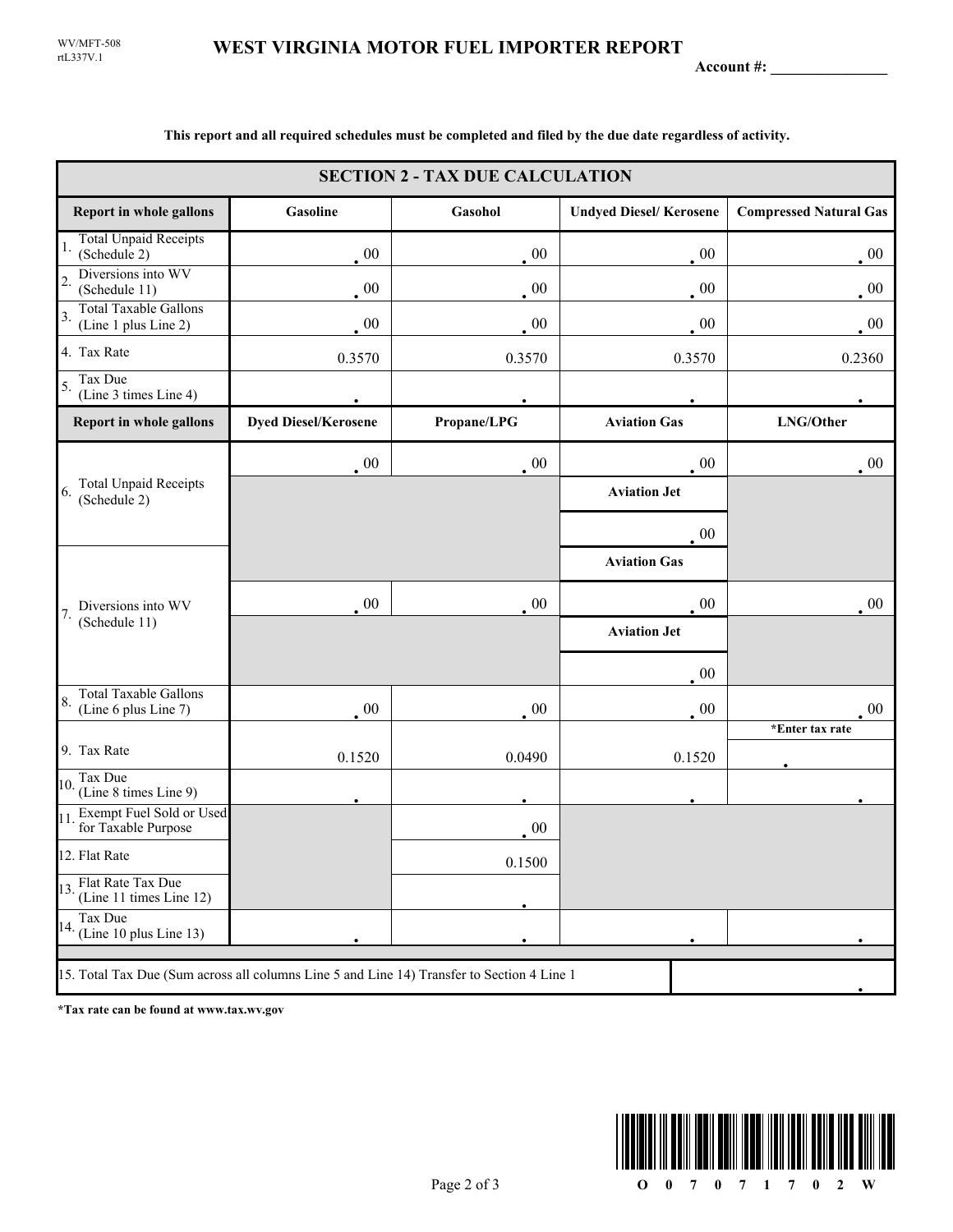WV/MFT-508
rtL337V.1

# WEST VIRGINIA MOTOR FUEL IMPORTER REPORT

**Account #: _______________**

**This report and all required schedules must be completed and filed by the due date regardless of activity.**

## SECTION 2 - TAX DUE CALCULATION

| Report in whole gallons | Gasoline | Gasohol | Undyed Diesel/ Kerosene | Compressed Natural Gas |
|---|---|---|---|---|
| 1. Total Unpaid Receipts (Schedule 2) | .00 | .00 | .00 | .00 |
| 2. Diversions into WV (Schedule 11) | .00 | .00 | .00 | .00 |
| 3. Total Taxable Gallons (Line 1 plus Line 2) | .00 | .00 | .00 | .00 |
| 4. Tax Rate | 0.3570 | 0.3570 | 0.3570 | 0.2360 |
| 5. Tax Due (Line 3 times Line 4) | . | . | . | . |

| Report in whole gallons | Dyed Diesel/Kerosene | Propane/LPG | Aviation Gas | LNG/Other |
|---|---|---|---|---|
| 6. Total Unpaid Receipts (Schedule 2) | .00 | .00 | .00 | .00 |
| | | | Aviation Jet | |
| | | | .00 | |
| | | | Aviation Gas | |
| 7. Diversions into WV (Schedule 11) | .00 | .00 | .00 | .00 |
| | | | Aviation Jet | |
| | | | .00 | |
| 8. Total Taxable Gallons (Line 6 plus Line 7) | .00 | .00 | .00 | .00 |
| 9. Tax Rate | 0.1520 | 0.0490 | 0.1520 | *Enter tax rate . |
| 10. Tax Due (Line 8 times Line 9) | . | . | . | . |
| 11. Exempt Fuel Sold or Used for Taxable Purpose | | .00 | | |
| 12. Flat Rate | | 0.1500 | | |
| 13. Flat Rate Tax Due (Line 11 times Line 12) | | . | | |
| 14. Tax Due (Line 10 plus Line 13) | . | . | . | . |

| 15. Total Tax Due (Sum across all columns Line 5 and Line 14) Transfer to Section 4 Line 1 | . |
|---|---|

***Tax rate can be found at www.tax.wv.gov**

O 0 7 0 7 1 7 0 2 W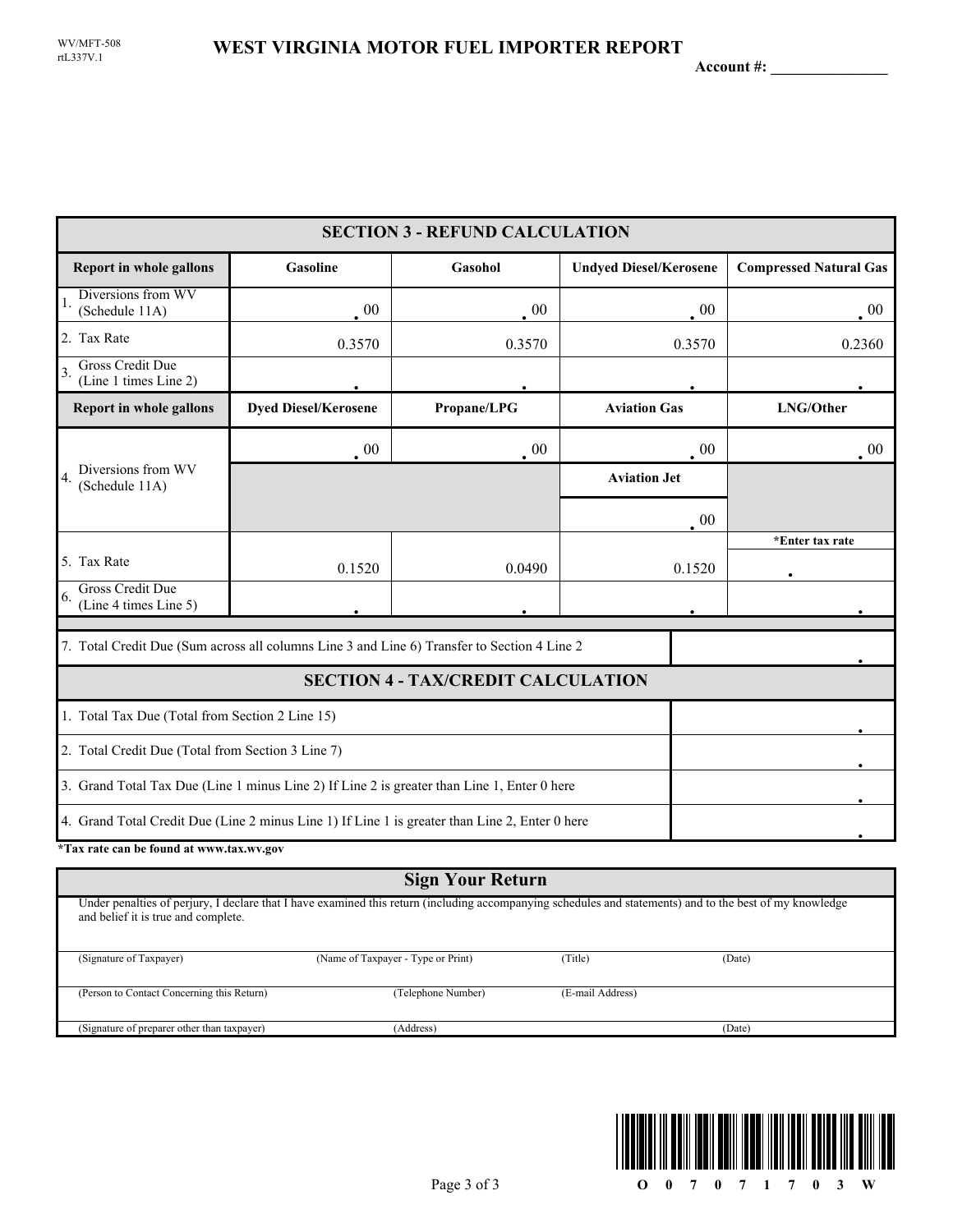WV/MFT-508
rtL337V.1

# WEST VIRGINIA MOTOR FUEL IMPORTER REPORT

**Account #:** _______________

## SECTION 3 - REFUND CALCULATION

| Report in whole gallons | Gasoline | Gasohol | Undyed Diesel/Kerosene | Compressed Natural Gas |
|---|---|---|---|---|
| 1. Diversions from WV (Schedule 11A) | . 00 | . 00 | . 00 | . 00 |
| 2. Tax Rate | 0.3570 | 0.3570 | 0.3570 | 0.2360 |
| 3. Gross Credit Due (Line 1 times Line 2) | . | . | . | . |
| **Report in whole gallons** | **Dyed Diesel/Kerosene** | **Propane/LPG** | **Aviation Gas** | **LNG/Other** |
| 4. Diversions from WV (Schedule 11A) | . 00 | . 00 | . 00 | . 00 |
| | | | **Aviation Jet** | |
| | | | . 00 | |
| 5. Tax Rate | 0.1520 | 0.0490 | 0.1520 | *Enter tax rate . |
| 6. Gross Credit Due (Line 4 times Line 5) | . | . | . | . |

| | |
|---|---|
| 7. Total Credit Due (Sum across all columns Line 3 and Line 6) Transfer to Section 4 Line 2 | . |

## SECTION 4 - TAX/CREDIT CALCULATION

| | |
|---|---|
| 1. Total Tax Due (Total from Section 2 Line 15) | . |
| 2. Total Credit Due (Total from Section 3 Line 7) | . |
| 3. Grand Total Tax Due (Line 1 minus Line 2) If Line 2 is greater than Line 1, Enter 0 here | . |
| 4. Grand Total Credit Due (Line 2 minus Line 1) If Line 1 is greater than Line 2, Enter 0 here | . |

*Tax rate can be found at www.tax.wv.gov

## Sign Your Return

Under penalties of perjury, I declare that I have examined this return (including accompanying schedules and statements) and to the best of my knowledge and belief it is true and complete.

| | | | |
|---|---|---|---|
| (Signature of Taxpayer) | (Name of Taxpayer - Type or Print) | (Title) | (Date) |
| (Person to Contact Concerning this Return) | (Telephone Number) | (E-mail Address) | |
| (Signature of preparer other than taxpayer) | (Address) | | (Date) |

O 0 7 0 7 1 7 0 3 W